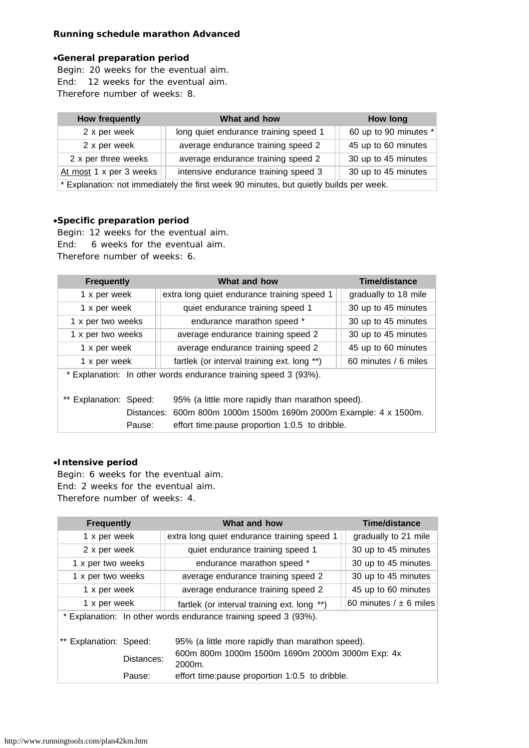**Running schedule marathon Advanced**

- **General preparation period**

Begin: 20 weeks for the eventual aim.
End: 12 weeks for the eventual aim.
Therefore number of weeks: 8.

| How frequently | What and how | How long |
|---|---|---|
| 2 x per week | long quiet endurance training speed 1 | 60 up to 90 minutes * |
| 2 x per week | average endurance training speed 2 | 45 up to 60 minutes |
| 2 x per three weeks | average endurance training speed 2 | 30 up to 45 minutes |
| <u>At most</u> 1 x per 3 weeks | intensive endurance training speed 3 | 30 up to 45 minutes |
| * Explanation: not immediately the first week 90 minutes, but quietly builds per week. | | |

- **Specific preparation period**

Begin: 12 weeks for the eventual aim.
End: 6 weeks for the eventual aim.
Therefore number of weeks: 6.

| Frequently | What and how | Time/distance |
|---|---|---|
| 1 x per week | extra long quiet endurance training speed 1 | gradually to 18 mile |
| 1 x per week | quiet endurance training speed 1 | 30 up to 45 minutes |
| 1 x per two weeks | endurance marathon speed * | 30 up to 45 minutes |
| 1 x per two weeks | average endurance training speed 2 | 30 up to 45 minutes |
| 1 x per week | average endurance training speed 2 | 45 up to 60 minutes |
| 1 x per week | fartlek (or interval training ext. long **) | 60 minutes / 6 miles |

\* Explanation: In other words endurance training speed 3 (93%).

** Explanation:
- Speed: 95% (a little more rapidly than marathon speed).
- Distances: 600m 800m 1000m 1500m 1690m 2000m Example: 4 x 1500m.
- Pause: effort time:pause proportion 1:0.5 to dribble.

- **Intensive period**

Begin: 6 weeks for the eventual aim.
End: 2 weeks for the eventual aim.
Therefore number of weeks: 4.

| Frequently | What and how | Time/distance |
|---|---|---|
| 1 x per week | extra long quiet endurance training speed 1 | gradually to 21 mile |
| 2 x per week | quiet endurance training speed 1 | 30 up to 45 minutes |
| 1 x per two weeks | endurance marathon speed * | 30 up to 45 minutes |
| 1 x per two weeks | average endurance training speed 2 | 30 up to 45 minutes |
| 1 x per week | average endurance training speed 2 | 45 up to 60 minutes |
| 1 x per week | fartlek (or interval training ext. long **) | 60 minutes / ± 6 miles |

\* Explanation: In other words endurance training speed 3 (93%).

** Explanation:
- Speed: 95% (a little more rapidly than marathon speed).
- Distances: 600m 800m 1000m 1500m 1690m 2000m 3000m Exp: 4x 2000m.
- Pause: effort time:pause proportion 1:0.5 to dribble.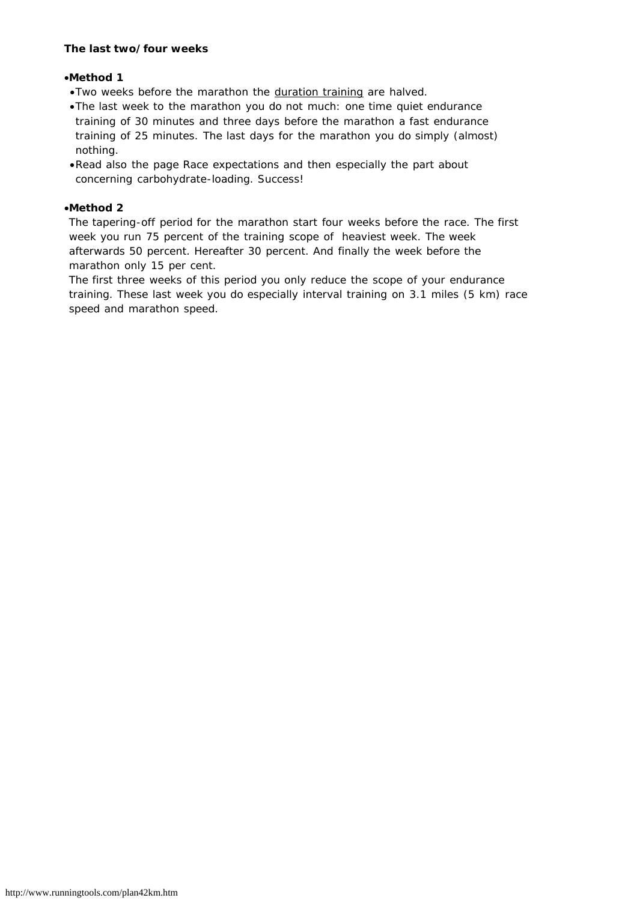**The last two/four weeks**

- **Method 1**
  - Two weeks before the marathon the duration training are halved.
  - The last week to the marathon you do not much: one time quiet endurance training of 30 minutes and three days before the marathon a fast endurance training of 25 minutes. The last days for the marathon you do simply (almost) nothing.
  - Read also the page Race expectations and then especially the part about concerning carbohydrate-loading. Success!

- **Method 2**

  The tapering-off period for the marathon start four weeks before the race. The first week you run 75 percent of the training scope of heaviest week. The week afterwards 50 percent. Hereafter 30 percent. And finally the week before the marathon only 15 per cent.

  The first three weeks of this period you only reduce the scope of your endurance training. These last week you do especially interval training on 3.1 miles (5 km) race speed and marathon speed.